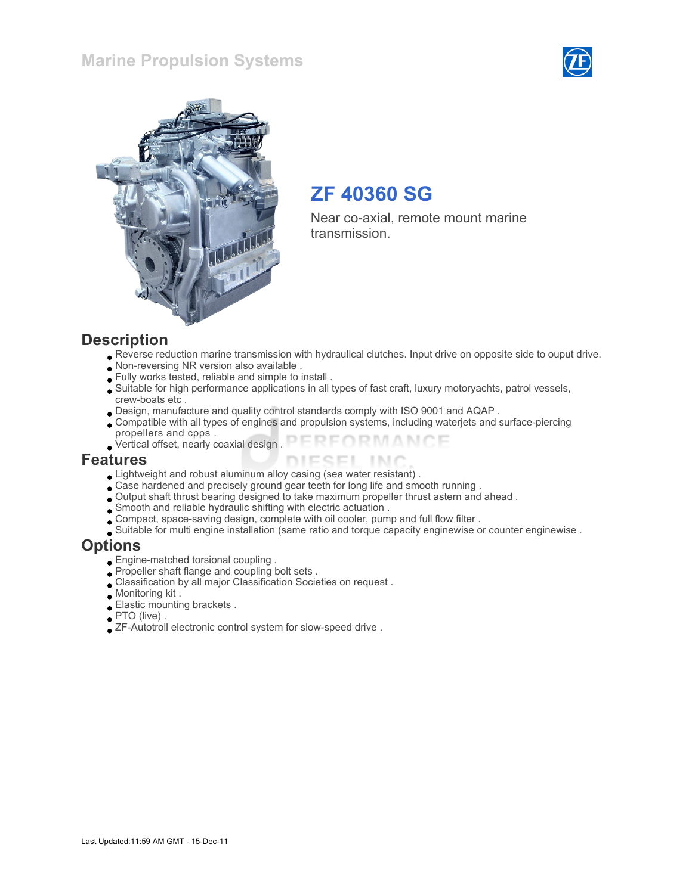# Marine Propulsion Systems

## ZF 40360 SG

Near co-axial, remote mount marine transmission.

## Description

- Reverse reduction marine transmission with hydraulical clutches. Input drive on opposite side to ouput drive.
- Non-reversing NR version also available .
- Fully works tested, reliable and simple to install .
- Suitable for high performance applications in all types of fast craft, luxury motoryachts, patrol vessels, crew-boats etc .
- Design, manufacture and quality control standards comply with ISO 9001 and AQAP .
- Compatible with all types of engines and propulsion systems, including waterjets and surface-piercing propellers and cpps .
- Vertical offset, nearly coaxial design .

## Features

- Lightweight and robust aluminum alloy casing (sea water resistant) .
- Case hardened and precisely ground gear teeth for long life and smooth running .
- Output shaft thrust bearing designed to take maximum propeller thrust astern and ahead .
- Smooth and reliable hydraulic shifting with electric actuation .
- Compact, space-saving design, complete with oil cooler, pump and full flow filter .
- Suitable for multi engine installation (same ratio and torque capacity enginewise or counter enginewise .

## Options

- Engine-matched torsional coupling .
- Propeller shaft flange and coupling bolt sets .
- Classification by all major Classification Societies on request .
- Monitoring kit .
- Elastic mounting brackets .
- PTO (live) .
- ZF-Autotroll electronic control system for slow-speed drive .

Last Updated:11:59 AM GMT - 15-Dec-11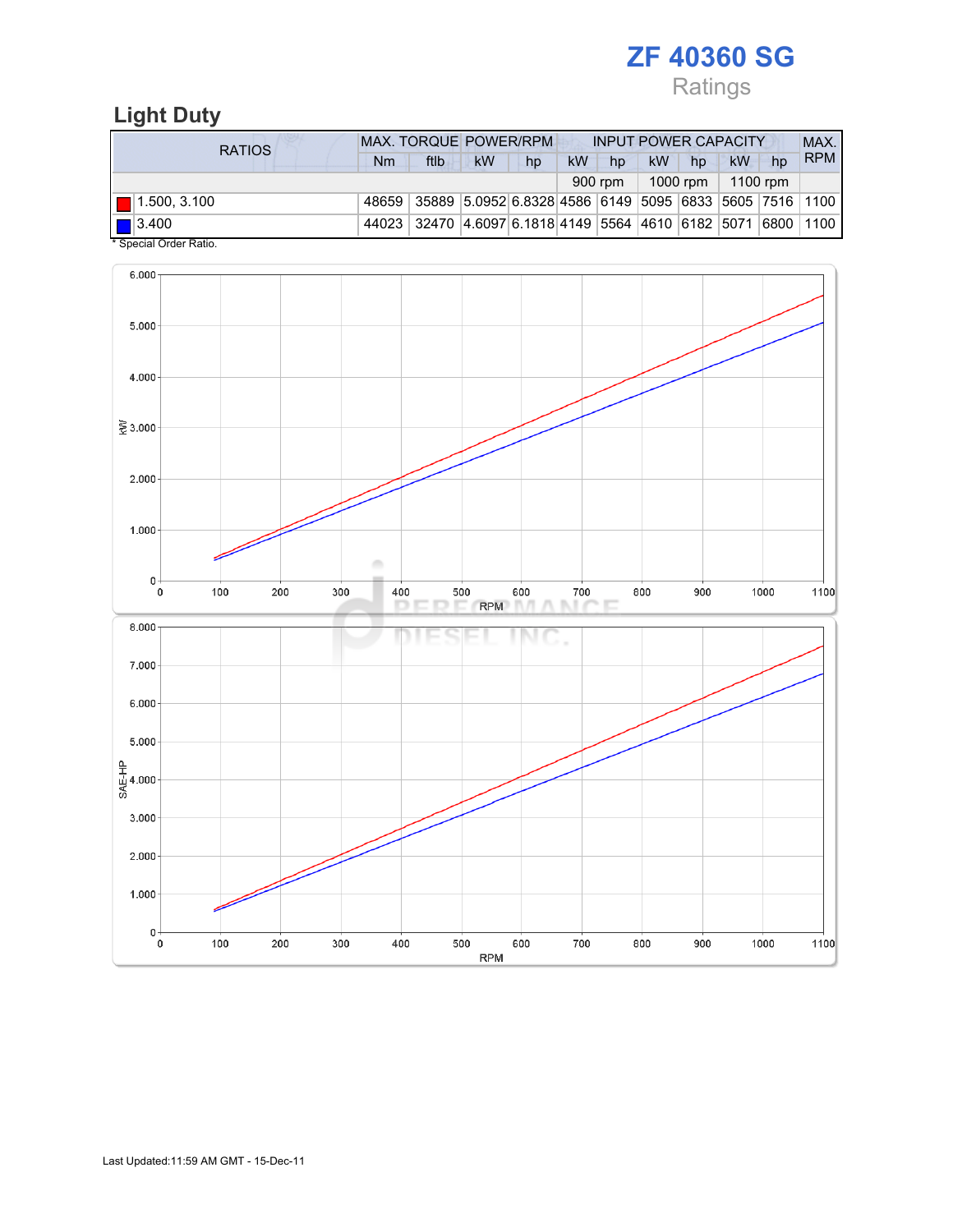# ZF 40360 SG

Ratings

## Light Duty

| RATIOS | MAX. TORQUE | | POWER/RPM | | INPUT POWER CAPACITY | | | | | | MAX. RPM |
|---|---|---|---|---|---|---|---|---|---|---|---|
| | Nm | ftlb | kW | hp | kW | hp | kW | hp | kW | hp | |
| | | | | | 900 rpm | | 1000 rpm | | 1100 rpm | | |
| 1.500, 3.100 | 48659 | 35889 | 5.0952 | 6.8328 | 4586 | 6149 | 5095 | 6833 | 5605 | 7516 | 1100 |
| 3.400 | 44023 | 32470 | 4.6097 | 6.1818 | 4149 | 5564 | 4610 | 6182 | 5071 | 6800 | 1100 |

* Special Order Ratio.

Last Updated:11:59 AM GMT - 15-Dec-11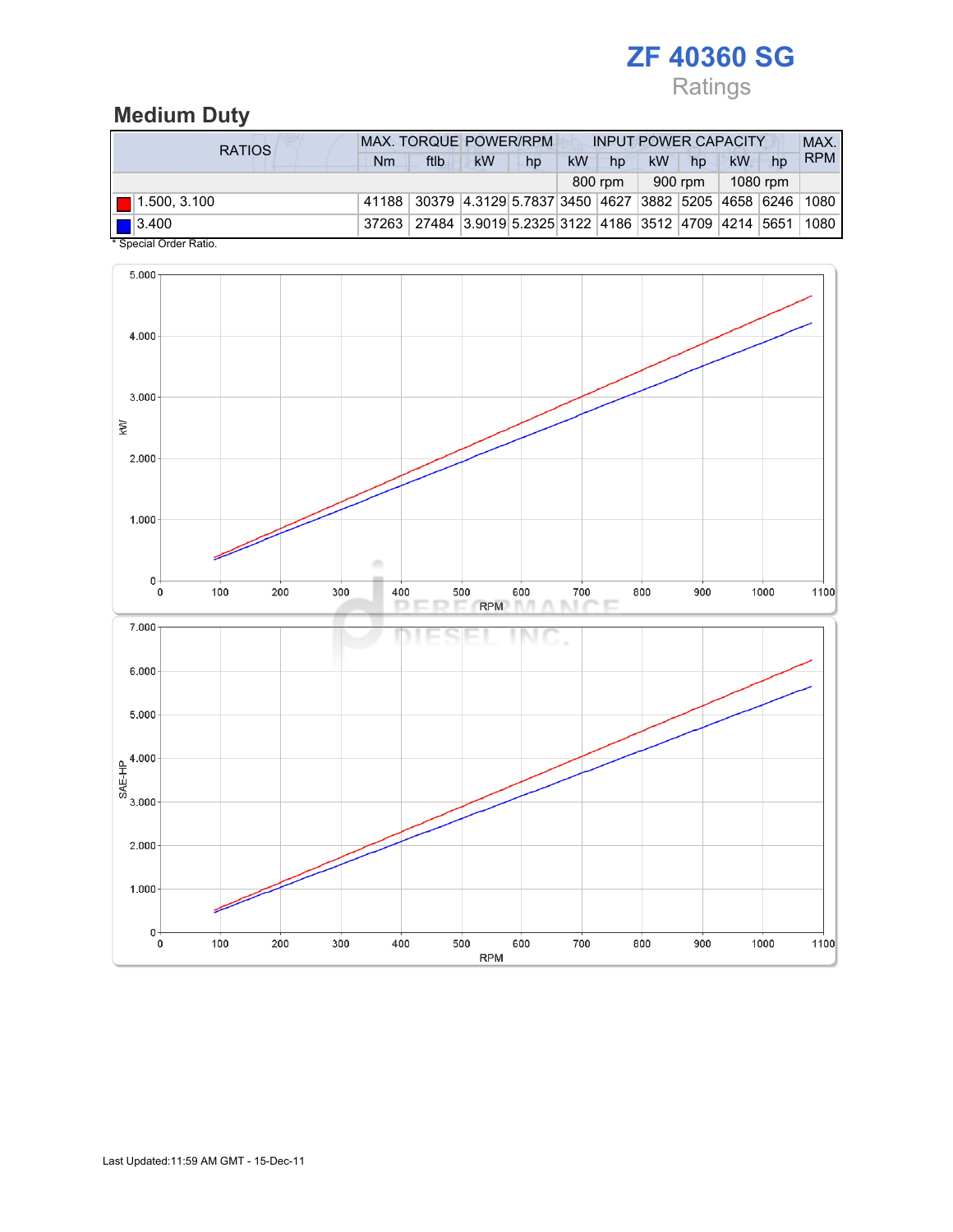# ZF 40360 SG

Ratings

## Medium Duty

| RATIOS | MAX. TORQUE | | POWER/RPM | | INPUT POWER CAPACITY | | | | | | MAX. RPM |
|---|---|---|---|---|---|---|---|---|---|---|---|
| | Nm | ftlb | kW | hp | kW | hp | kW | hp | kW | hp | |
| | | | | | 800 rpm | | 900 rpm | | 1080 rpm | | |
| 1.500, 3.100 | 41188 | 30379 | 4.3129 | 5.7837 | 3450 | 4627 | 3882 | 5205 | 4658 | 6246 | 1080 |
| 3.400 | 37263 | 27484 | 3.9019 | 5.2325 | 3122 | 4186 | 3512 | 4709 | 4214 | 5651 | 1080 |

\* Special Order Ratio.

Last Updated:11:59 AM GMT - 15-Dec-11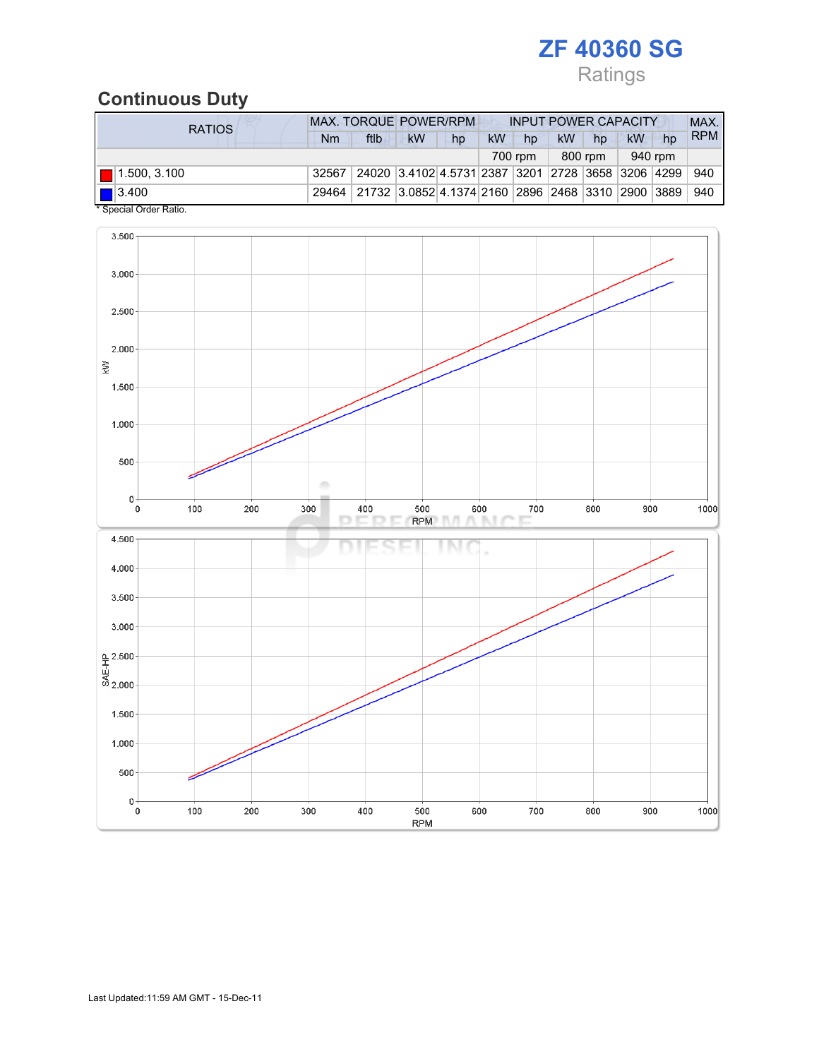# ZF 40360 SG

Ratings

## Continuous Duty

| RATIOS | MAX. TORQUE | | POWER/RPM | | INPUT POWER CAPACITY | | | | | | MAX. RPM |
|---|---|---|---|---|---|---|---|---|---|---|---|
| | Nm | ftlb | kW | hp | kW | hp | kW | hp | kW | hp | |
| | | | | | 700 rpm | | 800 rpm | | 940 rpm | | |
| 1.500, 3.100 | 32567 | 24020 | 3.4102 | 4.5731 | 2387 | 3201 | 2728 | 3658 | 3206 | 4299 | 940 |
| 3.400 | 29464 | 21732 | 3.0852 | 4.1374 | 2160 | 2896 | 2468 | 3310 | 2900 | 3889 | 940 |

* Special Order Ratio.

Last Updated:11:59 AM GMT - 15-Dec-11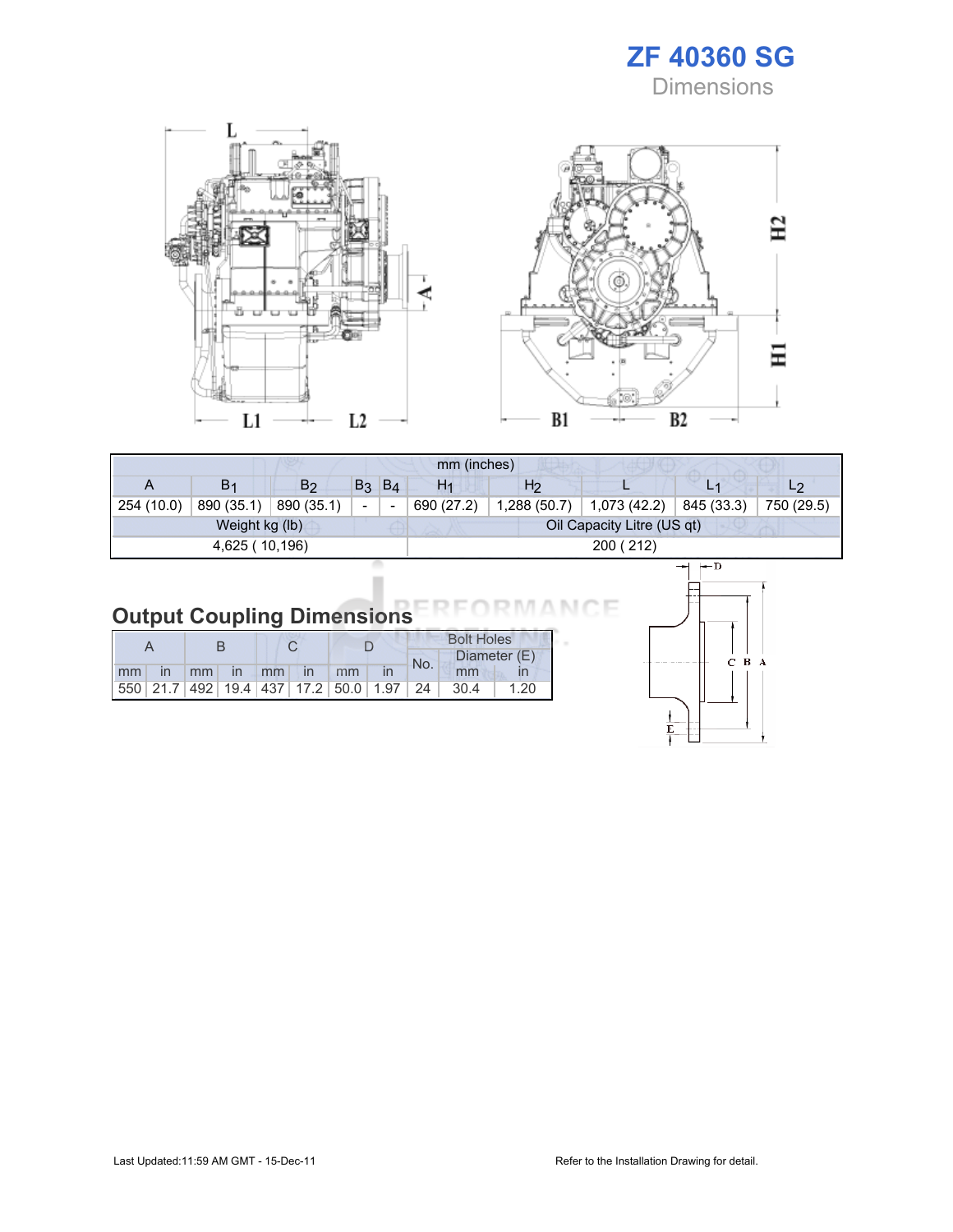# ZF 40360 SG

## Dimensions

| mm (inches) | | | | | | | | | |
|---|---|---|---|---|---|---|---|---|---|
| A | $B_1$ | $B_2$ | $B_3$ | $B_4$ | $H_1$ | $H_2$ | L | $L_1$ | $L_2$ |
| 254 (10.0) | 890 (35.1) | 890 (35.1) | - | - | 690 (27.2) | 1,288 (50.7) | 1,073 (42.2) | 845 (33.3) | 750 (29.5) |
| Weight kg (lb) | | | | | Oil Capacity Litre (US qt) | | | | |
| 4,625 ( 10,196) | | | | | 200 ( 212) | | | | |

## Output Coupling Dimensions

| A | | B | | C | | D | | Bolt Holes | | |
|---|---|---|---|---|---|---|---|---|---|---|
| | | | | | | | | No. | Diameter (E) | |
| mm | in | mm | in | mm | in | mm | in | | mm | in |
| 550 | 21.7 | 492 | 19.4 | 437 | 17.2 | 50.0 | 1.97 | 24 | 30.4 | 1.20 |

Last Updated:11:59 AM GMT - 15-Dec-11

Refer to the Installation Drawing for detail.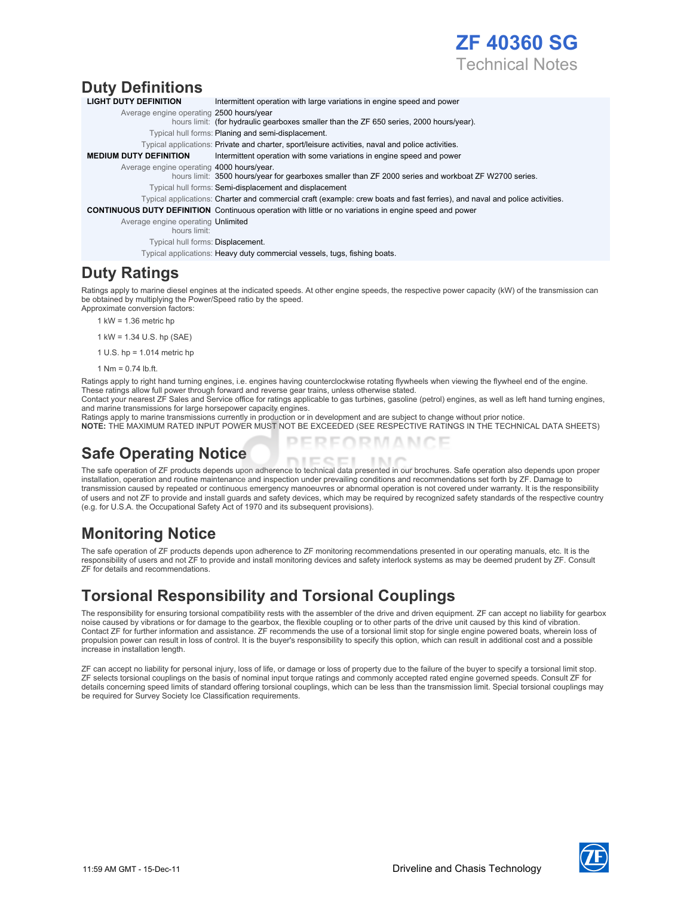# ZF 40360 SG

Technical Notes

## Duty Definitions

| | |
|---|---|
| **LIGHT DUTY DEFINITION** | Intermittent operation with large variations in engine speed and power |
| Average engine operating hours limit: | 2500 hours/year (for hydraulic gearboxes smaller than the ZF 650 series, 2000 hours/year). |
| Typical hull forms: | Planing and semi-displacement. |
| Typical applications: | Private and charter, sport/leisure activities, naval and police activities. |
| **MEDIUM DUTY DEFINITION** | Intermittent operation with some variations in engine speed and power |
| Average engine operating hours limit: | 4000 hours/year. 3500 hours/year for gearboxes smaller than ZF 2000 series and workboat ZF W2700 series. |
| Typical hull forms: | Semi-displacement and displacement |
| Typical applications: | Charter and commercial craft (example: crew boats and fast ferries), and naval and police activities. |
| **CONTINUOUS DUTY DEFINITION** | Continuous operation with little or no variations in engine speed and power |
| Average engine operating hours limit: | Unlimited |
| Typical hull forms: | Displacement. |
| Typical applications: | Heavy duty commercial vessels, tugs, fishing boats. |

## Duty Ratings

Ratings apply to marine diesel engines at the indicated speeds. At other engine speeds, the respective power capacity (kW) of the transmission can be obtained by multiplying the Power/Speed ratio by the speed.
Approximate conversion factors:

1 kW = 1.36 metric hp

1 kW = 1.34 U.S. hp (SAE)

1 U.S. hp = 1.014 metric hp

1 Nm = 0.74 lb.ft.

Ratings apply to right hand turning engines, i.e. engines having counterclockwise rotating flywheels when viewing the flywheel end of the engine.
These ratings allow full power through forward and reverse gear trains, unless otherwise stated.
Contact your nearest ZF Sales and Service office for ratings applicable to gas turbines, gasoline (petrol) engines, as well as left hand turning engines, and marine transmissions for large horsepower capacity engines.
Ratings apply to marine transmissions currently in production or in development and are subject to change without prior notice.
**NOTE:** THE MAXIMUM RATED INPUT POWER MUST NOT BE EXCEEDED (SEE RESPECTIVE RATINGS IN THE TECHNICAL DATA SHEETS)

## Safe Operating Notice

The safe operation of ZF products depends upon adherence to technical data presented in our brochures. Safe operation also depends upon proper installation, operation and routine maintenance and inspection under prevailing conditions and recommendations set forth by ZF. Damage to transmission caused by repeated or continuous emergency manoeuvres or abnormal operation is not covered under warranty. It is the responsibility of users and not ZF to provide and install guards and safety devices, which may be required by recognized safety standards of the respective country (e.g. for U.S.A. the Occupational Safety Act of 1970 and its subsequent provisions).

## Monitoring Notice

The safe operation of ZF products depends upon adherence to ZF monitoring recommendations presented in our operating manuals, etc. It is the responsibility of users and not ZF to provide and install monitoring devices and safety interlock systems as may be deemed prudent by ZF. Consult ZF for details and recommendations.

## Torsional Responsibility and Torsional Couplings

The responsibility for ensuring torsional compatibility rests with the assembler of the drive and driven equipment. ZF can accept no liability for gearbox noise caused by vibrations or for damage to the gearbox, the flexible coupling or to other parts of the drive unit caused by this kind of vibration. Contact ZF for further information and assistance. ZF recommends the use of a torsional limit stop for single engine powered boats, wherein loss of propulsion power can result in loss of control. It is the buyer's responsibility to specify this option, which can result in additional cost and a possible increase in installation length.

ZF can accept no liability for personal injury, loss of life, or damage or loss of property due to the failure of the buyer to specify a torsional limit stop. ZF selects torsional couplings on the basis of nominal input torque ratings and commonly accepted rated engine governed speeds. Consult ZF for details concerning speed limits of standard offering torsional couplings, which can be less than the transmission limit. Special torsional couplings may be required for Survey Society Ice Classification requirements.